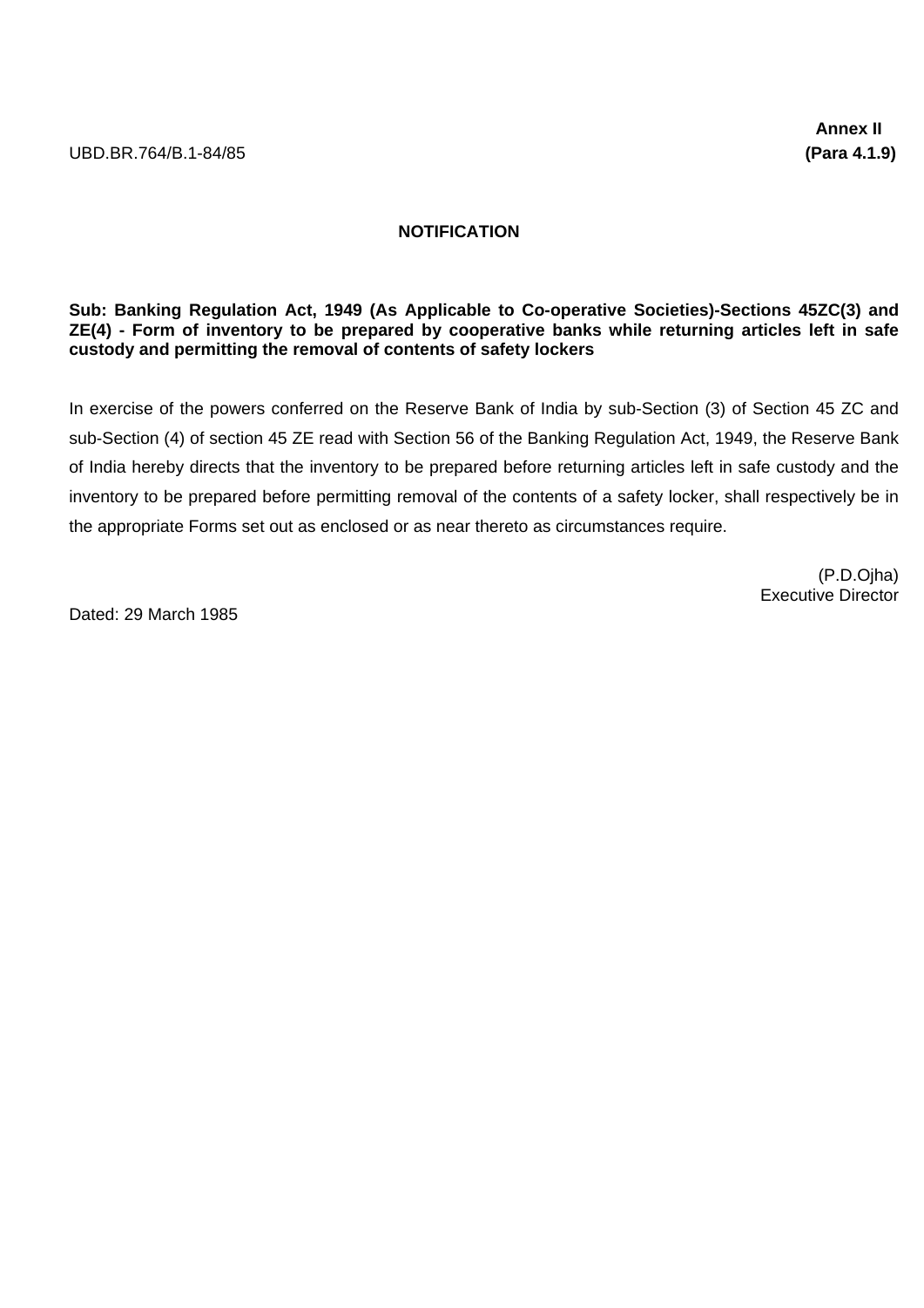**Annex II**

UBD.BR.764/B.1-84/85 **(Para 4.1.9)**

## NOTIFICATION

**Sub: Banking Regulation Act, 1949 (As Applicable to Co-operative Societies)-Sections 45ZC(3) and ZE(4) - Form of inventory to be prepared by cooperative banks while returning articles left in safe custody and permitting the removal of contents of safety lockers**

In exercise of the powers conferred on the Reserve Bank of India by sub-Section (3) of Section 45 ZC and sub-Section (4) of section 45 ZE read with Section 56 of the Banking Regulation Act, 1949, the Reserve Bank of India hereby directs that the inventory to be prepared before returning articles left in safe custody and the inventory to be prepared before permitting removal of the contents of a safety locker, shall respectively be in the appropriate Forms set out as enclosed or as near thereto as circumstances require.

(P.D.Ojha)
Executive Director

Dated: 29 March 1985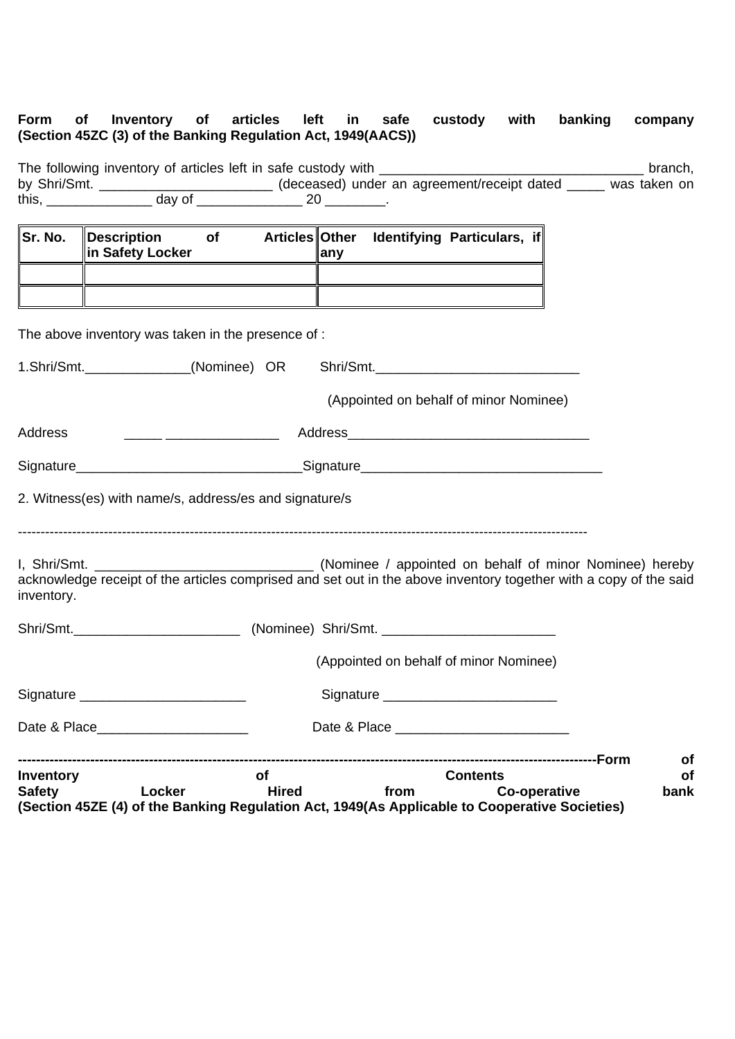**Form of Inventory of articles left in safe custody with banking company (Section 45ZC (3) of the Banking Regulation Act, 1949(AACS))**

The following inventory of articles left in safe custody with __________________________________ branch, by Shri/Smt. ______________________ (deceased) under an agreement/receipt dated _____ was taken on this, _____________ day of _____________ 20 ________.

| Sr. No. | Description of Articles in Safety Locker | Other Identifying Particulars, if any |
|---|---|---|
| | | |
| | | |

The above inventory was taken in the presence of :

1.Shri/Smt.______________(Nominee) OR Shri/Smt.___________________________

(Appointed on behalf of minor Nominee)

Address _____ _______________ Address________________________________

Signature______________________________Signature________________________________

2. Witness(es) with name/s, address/es and signature/s

---

I, Shri/Smt. _____________________________ (Nominee / appointed on behalf of minor Nominee) hereby acknowledge receipt of the articles comprised and set out in the above inventory together with a copy of the said inventory.

Shri/Smt.______________________ (Nominee) Shri/Smt. _______________________

(Appointed on behalf of minor Nominee)

Signature ______________________ Signature _______________________

Date & Place____________________ Date & Place _______________________

---

**Form of Inventory of Contents of Safety Locker Hired from Co-operative bank (Section 45ZE (4) of the Banking Regulation Act, 1949(As Applicable to Cooperative Societies)**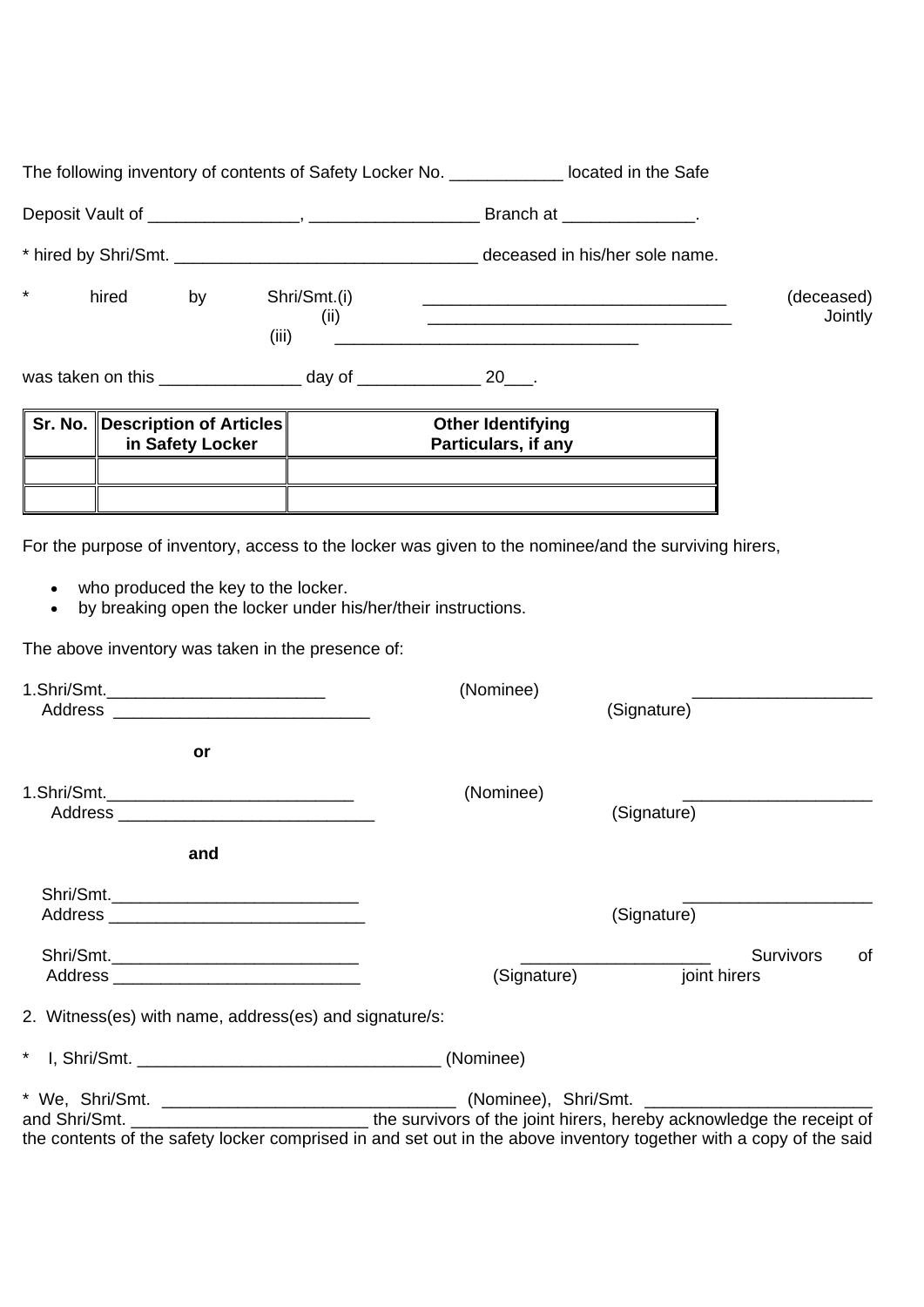The following inventory of contents of Safety Locker No. ____________ located in the Safe

Deposit Vault of ________________, __________________ Branch at ______________.

* hired by Shri/Smt. ________________________________ deceased in his/her sole name.

* hired by Shri/Smt.(i) ________________________________ (deceased)
(ii) ________________________________ Jointly
(iii) ________________________________

was taken on this _______________ day of _____________ 20___.

| Sr. No. | Description of Articles in Safety Locker | Other Identifying Particulars, if any |
|---|---|---|
| | | |
| | | |

For the purpose of inventory, access to the locker was given to the nominee/and the surviving hirers,

- who produced the key to the locker.
- by breaking open the locker under his/her/their instructions.

The above inventory was taken in the presence of:

1.Shri/Smt.________________________ (Nominee) ___________________
Address ___________________________ (Signature)

**or**

1.Shri/Smt.___________________________ (Nominee) ____________________
Address ___________________________ (Signature)

**and**

Shri/Smt.___________________________ ____________________
Address ___________________________ (Signature)

Shri/Smt.___________________________ ____________________ Survivors of
Address ___________________________ (Signature) joint hirers

2. Witness(es) with name, address(es) and signature/s:

* I, Shri/Smt. ________________________________ (Nominee)

* We, Shri/Smt. _______________________________ (Nominee), Shri/Smt. ________________________ and Shri/Smt. _________________________ the survivors of the joint hirers, hereby acknowledge the receipt of the contents of the safety locker comprised in and set out in the above inventory together with a copy of the said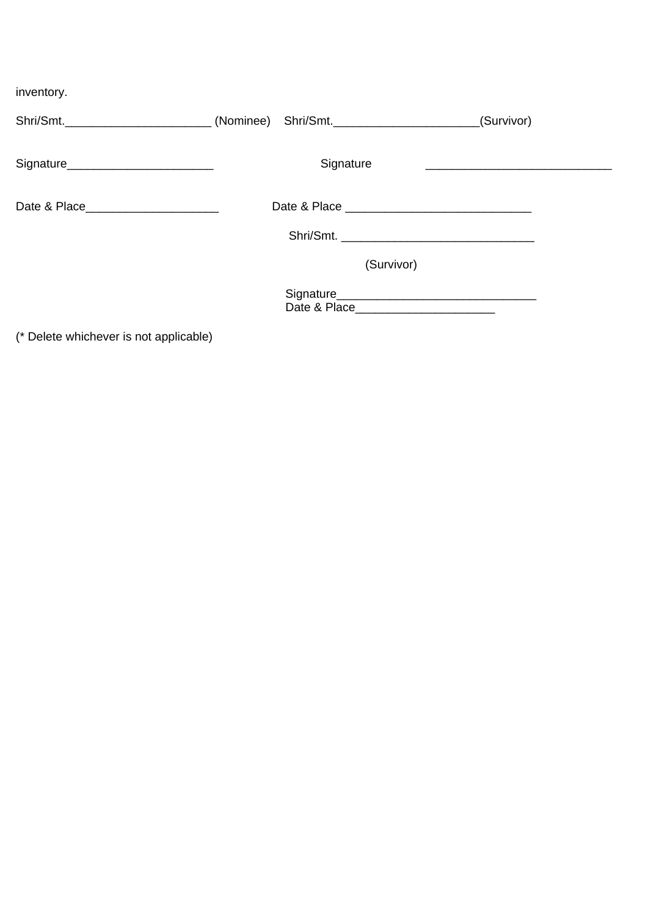inventory.

Shri/Smt.______________________ (Nominee)

Signature______________________

Date & Place____________________

Shri/Smt.______________________(Survivor)

Signature ____________________________

Date & Place ____________________________

Shri/Smt. ______________________________

(Survivor)

Signature______________________________

Date & Place_____________________

(* Delete whichever is not applicable)